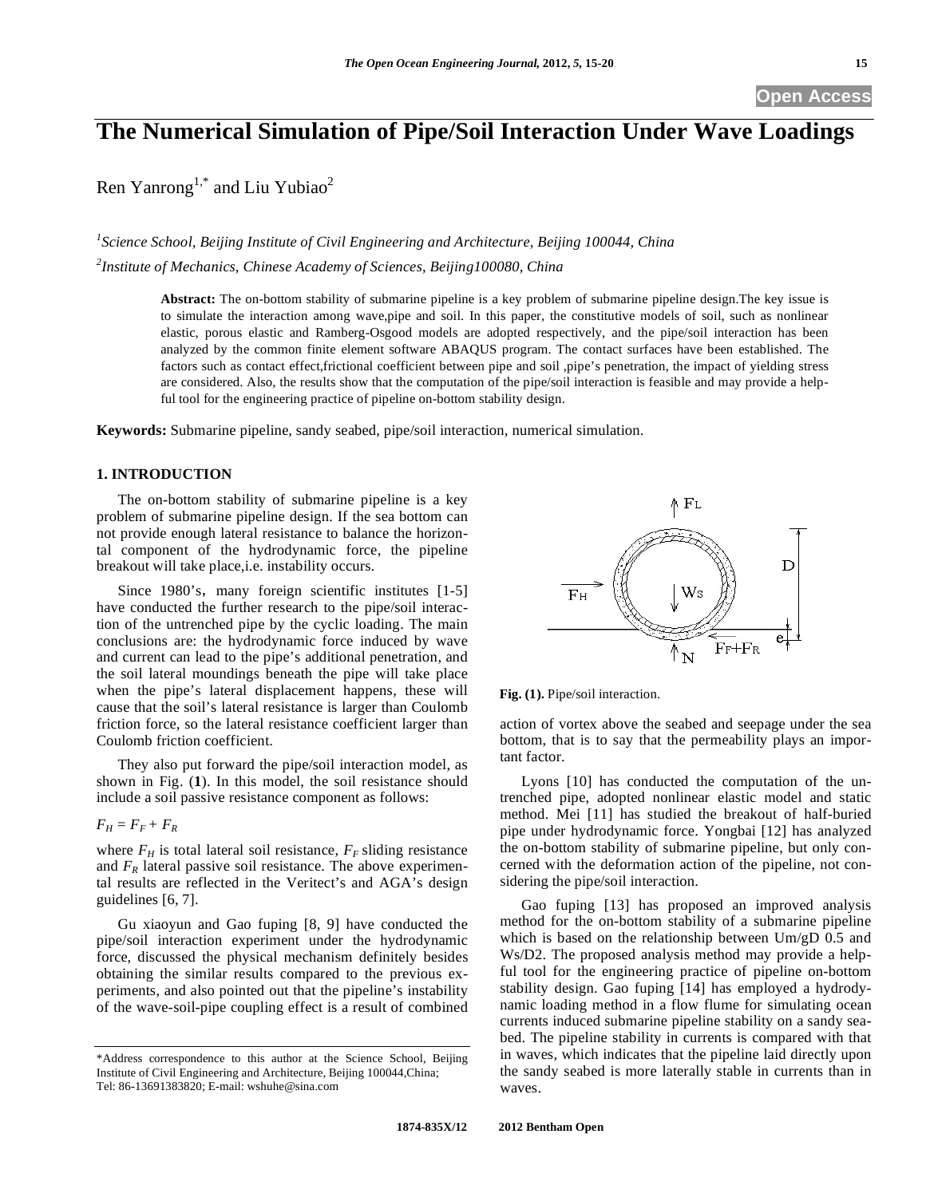# The Numerical Simulation of Pipe/Soil Interaction Under Wave Loadings

Ren Yanrong[1,*] and Liu Yubiao[2]

[1]*Science School, Beijing Institute of Civil Engineering and Architecture, Beijing 100044, China*

[2]*Institute of Mechanics, Chinese Academy of Sciences, Beijing100080, China*

**Abstract:** The on-bottom stability of submarine pipeline is a key problem of submarine pipeline design.The key issue is to simulate the interaction among wave,pipe and soil. In this paper, the constitutive models of soil, such as nonlinear elastic, porous elastic and Ramberg-Osgood models are adopted respectively, and the pipe/soil interaction has been analyzed by the common finite element software ABAQUS program. The contact surfaces have been established. The factors such as contact effect,frictional coefficient between pipe and soil ,pipe's penetration, the impact of yielding stress are considered. Also, the results show that the computation of the pipe/soil interaction is feasible and may provide a helpful tool for the engineering practice of pipeline on-bottom stability design.

**Keywords:** Submarine pipeline, sandy seabed, pipe/soil interaction, numerical simulation.

## 1. INTRODUCTION

The on-bottom stability of submarine pipeline is a key problem of submarine pipeline design. If the sea bottom can not provide enough lateral resistance to balance the horizontal component of the hydrodynamic force, the pipeline breakout will take place,i.e. instability occurs.

Since 1980's, many foreign scientific institutes [1-5] have conducted the further research to the pipe/soil interaction of the untrenched pipe by the cyclic loading. The main conclusions are: the hydrodynamic force induced by wave and current can lead to the pipe's additional penetration, and the soil lateral moundings beneath the pipe will take place when the pipe's lateral displacement happens, these will cause that the soil's lateral resistance is larger than Coulomb friction force, so the lateral resistance coefficient larger than Coulomb friction coefficient.

They also put forward the pipe/soil interaction model, as shown in Fig. (**1**). In this model, the soil resistance should include a soil passive resistance component as follows:

$$F_H = F_F + F_R$$

where $F_H$ is total lateral soil resistance, $F_F$ sliding resistance and $F_R$ lateral passive soil resistance. The above experimental results are reflected in the Veritect's and AGA's design guidelines [6, 7].

Gu xiaoyun and Gao fuping [8, 9] have conducted the pipe/soil interaction experiment under the hydrodynamic force, discussed the physical mechanism definitely besides obtaining the similar results compared to the previous experiments, and also pointed out that the pipeline's instability of the wave-soil-pipe coupling effect is a result of combined action of vortex above the seabed and seepage under the sea bottom, that is to say that the permeability plays an important factor.

**Fig. (1).** Pipe/soil interaction.

Lyons [10] has conducted the computation of the untrenched pipe, adopted nonlinear elastic model and static method. Mei [11] has studied the breakout of half-buried pipe under hydrodynamic force. Yongbai [12] has analyzed the on-bottom stability of submarine pipeline, but only concerned with the deformation action of the pipeline, not considering the pipe/soil interaction.

Gao fuping [13] has proposed an improved analysis method for the on-bottom stability of a submarine pipeline which is based on the relationship between Um/gD 0.5 and Ws/D2. The proposed analysis method may provide a helpful tool for the engineering practice of pipeline on-bottom stability design. Gao fuping [14] has employed a hydrodynamic loading method in a flow flume for simulating ocean currents induced submarine pipeline stability on a sandy seabed. The pipeline stability in currents is compared with that in waves, which indicates that the pipeline laid directly upon the sandy seabed is more laterally stable in currents than in waves.

*Address correspondence to this author at the Science School, Beijing Institute of Civil Engineering and Architecture, Beijing 100044,China; Tel: 86-13691383820; E-mail: wshuhe@sina.com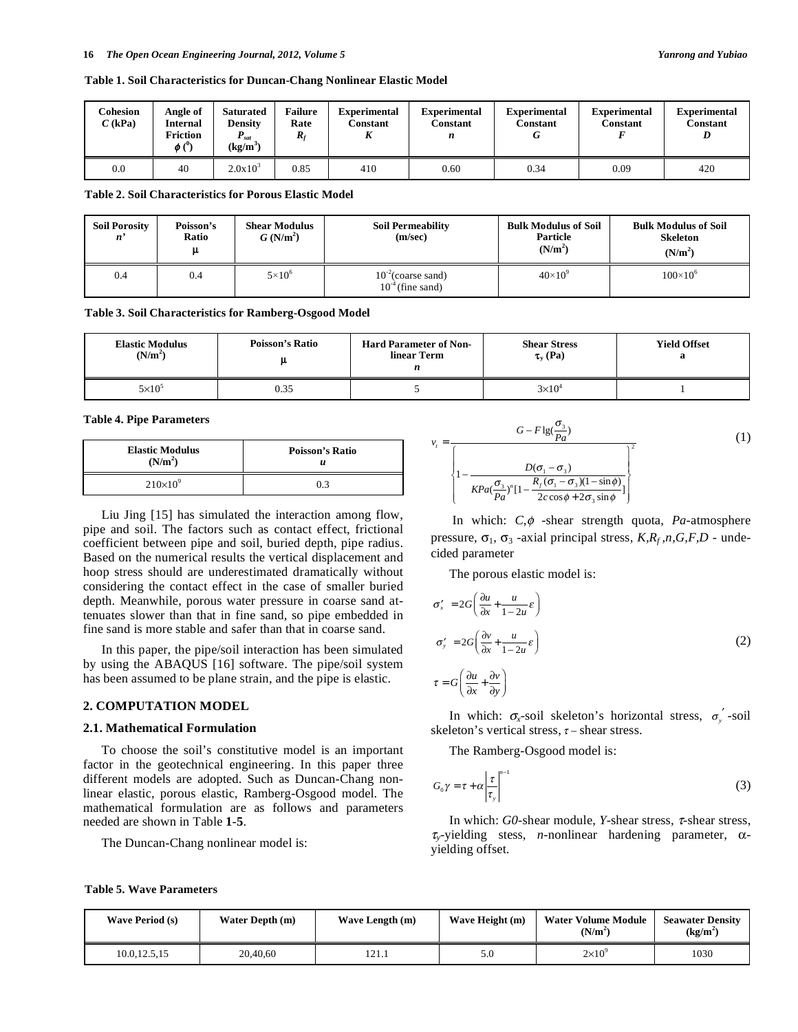**Table 1. Soil Characteristics for Duncan-Chang Nonlinear Elastic Model**

| Cohesion $C$ (kPa) | Angle of Internal Friction $\phi$ ($^0$) | Saturated Density $P_{sat}$ (kg/m$^3$) | Failure Rate $R_f$ | Experimental Constant $K$ | Experimental Constant $n$ | Experimental Constant $G$ | Experimental Constant $F$ | Experimental Constant $D$ |
|---|---|---|---|---|---|---|---|---|
| 0.0 | 40 | 2.0x10$^3$ | 0.85 | 410 | 0.60 | 0.34 | 0.09 | 420 |

**Table 2. Soil Characteristics for Porous Elastic Model**

| Soil Porosity $n'$ | Poisson's Ratio $\mu$ | Shear Modulus $G$ (N/m$^2$) | Soil Permeability (m/sec) | Bulk Modulus of Soil Particle (N/m$^2$) | Bulk Modulus of Soil Skeleton (N/m$^2$) |
|---|---|---|---|---|---|
| 0.4 | 0.4 | $5\times10^6$ | $10^{-2}$(coarse sand) $10^{-4}$(fine sand) | $40\times10^9$ | $100\times10^6$ |

**Table 3. Soil Characteristics for Ramberg-Osgood Model**

| Elastic Modulus (N/m$^2$) | Poisson's Ratio $\mu$ | Hard Parameter of Non-linear Term $n$ | Shear Stress $\tau_y$ (Pa) | Yield Offset a |
|---|---|---|---|---|
| $5\times10^5$ | 0.35 | 5 | $3\times10^4$ | 1 |

**Table 4. Pipe Parameters**

| Elastic Modulus (N/m$^2$) | Poisson's Ratio $u$ |
|---|---|
| $210\times10^9$ | 0.3 |

Liu Jing [15] has simulated the interaction among flow, pipe and soil. The factors such as contact effect, frictional coefficient between pipe and soil, buried depth, pipe radius. Based on the numerical results the vertical displacement and hoop stress should are underestimated dramatically without considering the contact effect in the case of smaller buried depth. Meanwhile, porous water pressure in coarse sand attenuates slower than that in fine sand, so pipe embedded in fine sand is more stable and safer than that in coarse sand.

In this paper, the pipe/soil interaction has been simulated by using the ABAQUS [16] software. The pipe/soil system has been assumed to be plane strain, and the pipe is elastic.

## 2. COMPUTATION MODEL

### 2.1. Mathematical Formulation

To choose the soil's constitutive model is an important factor in the geotechnical engineering. In this paper three different models are adopted. Such as Duncan-Chang nonlinear elastic, porous elastic, Ramberg-Osgood model. The mathematical formulation are as follows and parameters needed are shown in Table **1**-**5**.

The Duncan-Chang nonlinear model is:

$$v_t = \frac{G - F\lg(\frac{\sigma_3}{Pa})}{\left\{1 - \dfrac{D(\sigma_1 - \sigma_3)}{KPa(\frac{\sigma_3}{Pa})^n[1 - \frac{R_f(\sigma_1 - \sigma_3)(1-\sin\phi)}{2c\cos\phi + 2\sigma_3\sin\phi}]}\right\}^2} \tag{1}$$

In which: $C,\phi$ -shear strength quota, $Pa$-atmosphere pressure, $\sigma_1$, $\sigma_3$ -axial principal stress, $K,R_f,n,G,F,D$ - undecided parameter

The porous elastic model is:

$$\sigma_x' = 2G\left(\frac{\partial u}{\partial x} + \frac{u}{1-2u}\varepsilon\right)$$
$$\sigma_y' = 2G\left(\frac{\partial v}{\partial x} + \frac{u}{1-2u}\varepsilon\right) \tag{2}$$
$$\tau = G\left(\frac{\partial u}{\partial x} + \frac{\partial v}{\partial y}\right)$$

In which: $\sigma_x$-soil skeleton's horizontal stress, $\sigma_y'$-soil skeleton's vertical stress, $\tau$ – shear stress.

The Ramberg-Osgood model is:

$$G_0\gamma = \tau + \alpha\left|\frac{\tau}{\tau_y}\right|^{n-1} \tag{3}$$

In which: $G0$-shear module, $Y$-shear stress, $\tau$-shear stress, $\tau_y$-yielding stess, $n$-nonlinear hardening parameter, $\alpha$-yielding offset.

**Table 5. Wave Parameters**

| Wave Period (s) | Water Depth (m) | Wave Length (m) | Wave Height (m) | Water Volume Module (N/m$^2$) | Seawater Density (kg/m$^2$) |
|---|---|---|---|---|---|
| 10.0,12.5,15 | 20,40,60 | 121.1 | 5.0 | $2\times10^9$ | 1030 |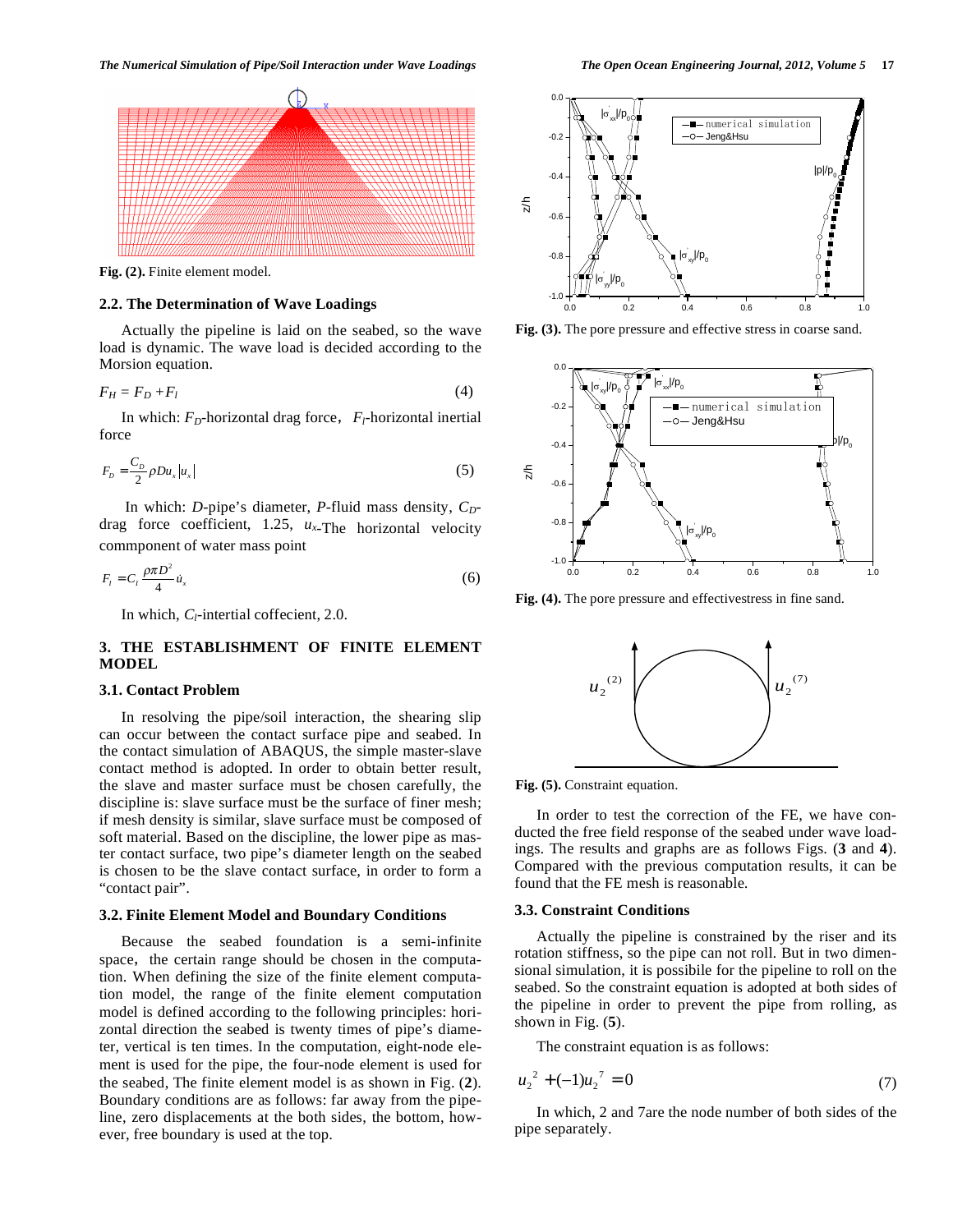Fig. (2). Finite element model.

### 2.2. The Determination of Wave Loadings

Actually the pipeline is laid on the seabed, so the wave load is dynamic. The wave load is decided according to the Morsion equation.

$$F_H = F_D + F_I \tag{4}$$

In which: $F_D$-horizontal drag force, $F_I$-horizontal inertial force

$$F_D = \frac{C_D}{2}\rho D u_x |u_x| \tag{5}$$

In which: $D$-pipe's diameter, $P$-fluid mass density, $C_D$-drag force coefficient, 1.25, $u_x$-The horizontal velocity commponent of water mass point

$$F_I = C_I \frac{\rho \pi D^2}{4} \dot{u}_x \tag{6}$$

In which, $C_I$-intertial coffecient, 2.0.

## 3. THE ESTABLISHMENT OF FINITE ELEMENT MODEL

### 3.1. Contact Problem

In resolving the pipe/soil interaction, the shearing slip can occur between the contact surface pipe and seabed. In the contact simulation of ABAQUS, the simple master-slave contact method is adopted. In order to obtain better result, the slave and master surface must be chosen carefully, the discipline is: slave surface must be the surface of finer mesh; if mesh density is similar, slave surface must be composed of soft material. Based on the discipline, the lower pipe as master contact surface, two pipe's diameter length on the seabed is chosen to be the slave contact surface, in order to form a "contact pair".

### 3.2. Finite Element Model and Boundary Conditions

Because the seabed foundation is a semi-infinite space, the certain range should be chosen in the computation. When defining the size of the finite element computation model, the range of the finite element computation model is defined according to the following principles: horizontal direction the seabed is twenty times of pipe's diameter, vertical is ten times. In the computation, eight-node element is used for the pipe, the four-node element is used for the seabed, The finite element model is as shown in Fig. (**2**). Boundary conditions are as follows: far away from the pipeline, zero displacements at the both sides, the bottom, however, free boundary is used at the top.

Fig. (3). The pore pressure and effective stress in coarse sand.

Fig. (4). The pore pressure and effectivestress in fine sand.

Fig. (5). Constraint equation.

In order to test the correction of the FE, we have conducted the free field response of the seabed under wave loadings. The results and graphs are as follows Figs. (**3** and **4**). Compared with the previous computation results, it can be found that the FE mesh is reasonable.

### 3.3. Constraint Conditions

Actually the pipeline is constrained by the riser and its rotation stiffness, so the pipe can not roll. But in two dimensional simulation, it is possibile for the pipeline to roll on the seabed. So the constraint equation is adopted at both sides of the pipeline in order to prevent the pipe from rolling, as shown in Fig. (**5**).

The constraint equation is as follows:

$$u_2^{\,2} + (-1)u_2^{\,7} = 0 \tag{7}$$

In which, 2 and 7are the node number of both sides of the pipe separately.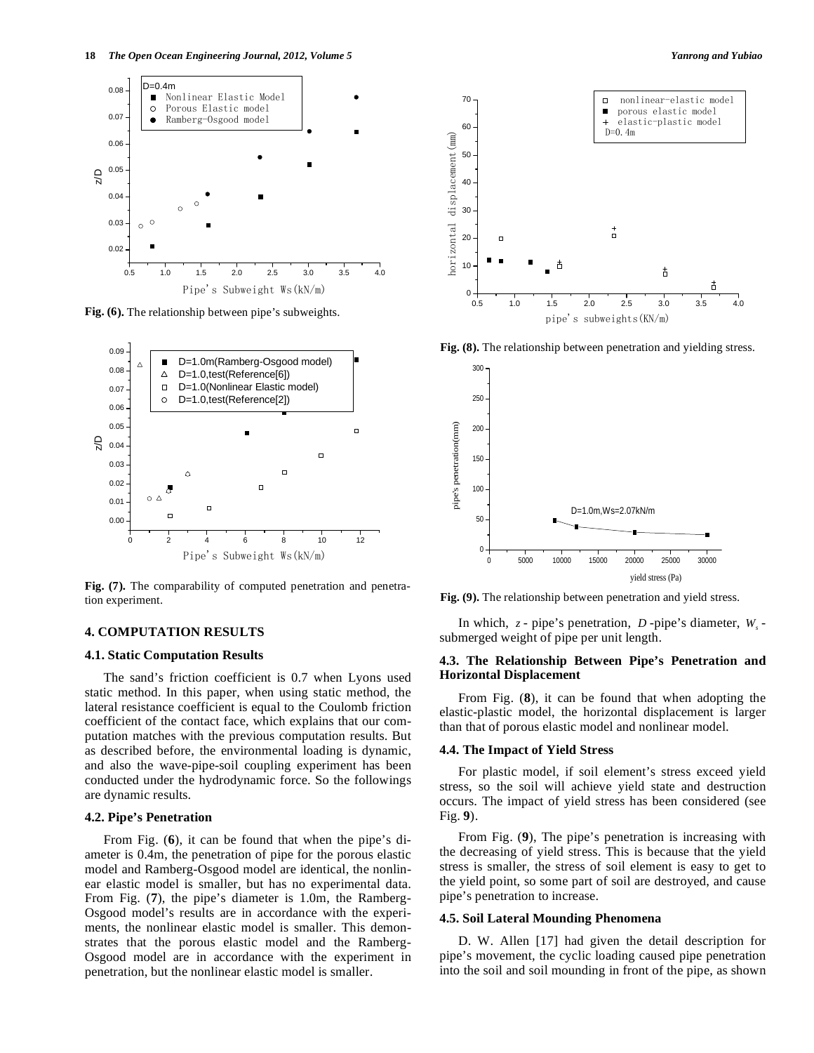Fig. (6). The relationship between pipe's subweights.

Fig. (7). The comparability of computed penetration and penetration experiment.

Fig. (8). The relationship between penetration and yielding stress.

Fig. (9). The relationship between penetration and yield stress.

In which, $z$ - pipe's penetration, $D$ -pipe's diameter, $W_s$ - submerged weight of pipe per unit length.

## 4. COMPUTATION RESULTS

### 4.1. Static Computation Results

The sand's friction coefficient is 0.7 when Lyons used static method. In this paper, when using static method, the lateral resistance coefficient is equal to the Coulomb friction coefficient of the contact face, which explains that our computation matches with the previous computation results. But as described before, the environmental loading is dynamic, and also the wave-pipe-soil coupling experiment has been conducted under the hydrodynamic force. So the followings are dynamic results.

### 4.2. Pipe's Penetration

From Fig. (**6**), it can be found that when the pipe's diameter is 0.4m, the penetration of pipe for the porous elastic model and Ramberg-Osgood model are identical, the nonlinear elastic model is smaller, but has no experimental data. From Fig. (**7**), the pipe's diameter is 1.0m, the Ramberg-Osgood model's results are in accordance with the experiments, the nonlinear elastic model is smaller. This demonstrates that the porous elastic model and the Ramberg-Osgood model are in accordance with the experiment in penetration, but the nonlinear elastic model is smaller.

### 4.3. The Relationship Between Pipe's Penetration and Horizontal Displacement

From Fig. (**8**), it can be found that when adopting the elastic-plastic model, the horizontal displacement is larger than that of porous elastic model and nonlinear model.

### 4.4. The Impact of Yield Stress

For plastic model, if soil element's stress exceed yield stress, so the soil will achieve yield state and destruction occurs. The impact of yield stress has been considered (see Fig. **9**).

From Fig. (**9**), The pipe's penetration is increasing with the decreasing of yield stress. This is because that the yield stress is smaller, the stress of soil element is easy to get to the yield point, so some part of soil are destroyed, and cause pipe's penetration to increase.

### 4.5. Soil Lateral Mounding Phenomena

D. W. Allen [17] had given the detail description for pipe's movement, the cyclic loading caused pipe penetration into the soil and soil mounding in front of the pipe, as shown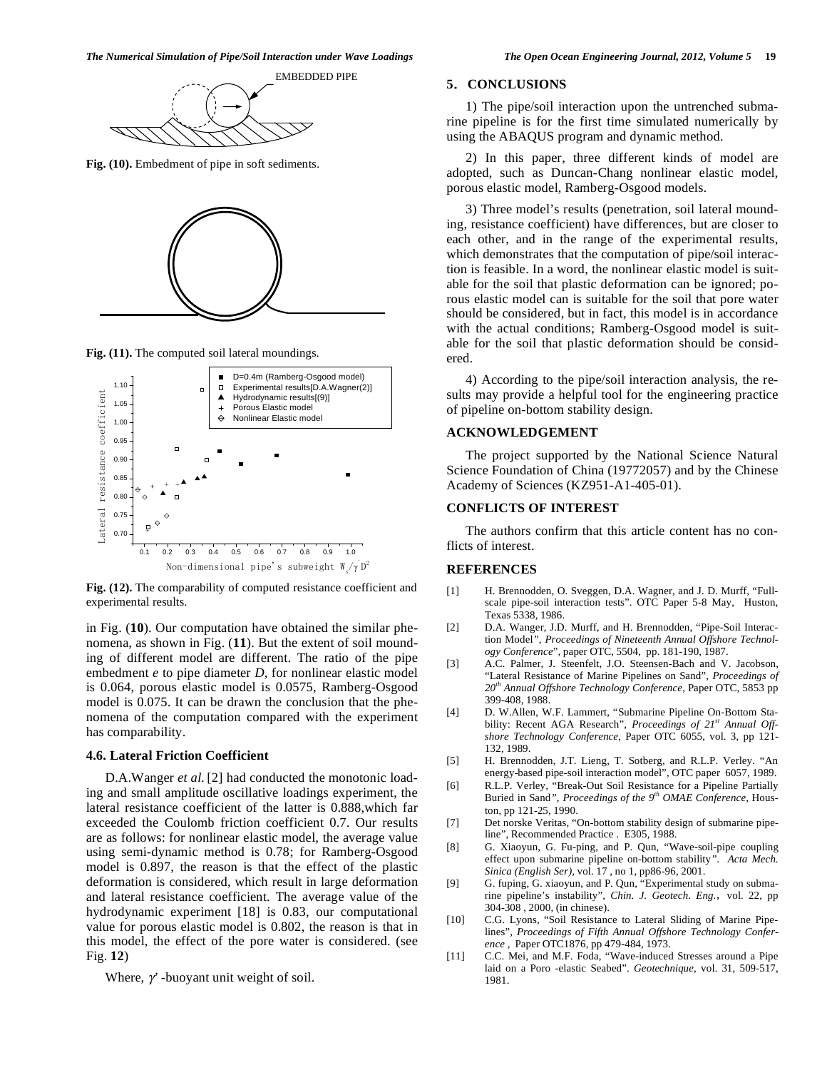Fig. (10). Embedment of pipe in soft sediments.

Fig. (11). The computed soil lateral moundings.

Fig. (12). The comparability of computed resistance coefficient and experimental results.

in Fig. (**10**). Our computation have obtained the similar phenomena, as shown in Fig. (**11**). But the extent of soil mounding of different model are different. The ratio of the pipe embedment *e* to pipe diameter *D*, for nonlinear elastic model is 0.064, porous elastic model is 0.0575, Ramberg-Osgood model is 0.075. It can be drawn the conclusion that the phenomena of the computation compared with the experiment has comparability.

### 4.6. Lateral Friction Coefficient

D.A.Wanger *et al.* [2] had conducted the monotonic loading and small amplitude oscillative loadings experiment, the lateral resistance coefficient of the latter is 0.888,which far exceeded the Coulomb friction coefficient 0.7. Our results are as follows: for nonlinear elastic model, the average value using semi-dynamic method is 0.78; for Ramberg-Osgood model is 0.897, the reason is that the effect of the plastic deformation is considered, which result in large deformation and lateral resistance coefficient. The average value of the hydrodynamic experiment [18] is 0.83, our computational value for porous elastic model is 0.802, the reason is that in this model, the effect of the pore water is considered. (see Fig. **12**)

Where, $\gamma'$ -buoyant unit weight of soil.

## 5. CONCLUSIONS

1) The pipe/soil interaction upon the untrenched submarine pipeline is for the first time simulated numerically by using the ABAQUS program and dynamic method.

2) In this paper, three different kinds of model are adopted, such as Duncan-Chang nonlinear elastic model, porous elastic model, Ramberg-Osgood models.

3) Three model's results (penetration, soil lateral mounding, resistance coefficient) have differences, but are closer to each other, and in the range of the experimental results, which demonstrates that the computation of pipe/soil interaction is feasible. In a word, the nonlinear elastic model is suitable for the soil that plastic deformation can be ignored; porous elastic model can is suitable for the soil that pore water should be considered, but in fact, this model is in accordance with the actual conditions; Ramberg-Osgood model is suitable for the soil that plastic deformation should be considered.

4) According to the pipe/soil interaction analysis, the results may provide a helpful tool for the engineering practice of pipeline on-bottom stability design.

## ACKNOWLEDGEMENT

The project supported by the National Science Natural Science Foundation of China (19772057) and by the Chinese Academy of Sciences (KZ951-A1-405-01).

## CONFLICTS OF INTEREST

The authors confirm that this article content has no conflicts of interest.

## REFERENCES

[1] H. Brennodden, O. Sveggen, D.A. Wagner, and J. D. Murff, "Full-scale pipe-soil interaction tests". OTC Paper 5-8 May, Huston, Texas 5338, 1986.

[2] D.A. Wanger, J.D. Murff, and H. Brennodden, "Pipe-Soil Interaction Model", *Proceedings of Nineteenth Annual Offshore Technology Conference*", paper OTC, 5504, pp. 181-190, 1987.

[3] A.C. Palmer, J. Steenfelt, J.O. Steensen-Bach and V. Jacobson, "Lateral Resistance of Marine Pipelines on Sand", *Proceedings of 20th Annual Offshore Technology Conference*, Paper OTC, 5853 pp 399-408, 1988.

[4] D. W.Allen, W.F. Lammert, "Submarine Pipeline On-Bottom Stability: Recent AGA Research", *Proceedings of 21st Annual Offshore Technology Conference*, Paper OTC 6055, vol. 3, pp 121-132, 1989.

[5] H. Brennodden, J.T. Lieng, T. Sotberg, and R.L.P. Verley. "An energy-based pipe-soil interaction model", OTC paper 6057, 1989.

[6] R.L.P. Verley, "Break-Out Soil Resistance for a Pipeline Partially Buried in Sand", *Proceedings of the 9th OMAE Conference*, Houston, pp 121-25, 1990.

[7] Det norske Veritas, "On-bottom stability design of submarine pipeline", Recommended Practice . E305, 1988.

[8] G. Xiaoyun, G. Fu-ping, and P. Qun, "Wave-soil-pipe coupling effect upon submarine pipeline on-bottom stability". *Acta Mech. Sinica (English Ser)*, vol. 17 , no 1, pp86-96, 2001.

[9] G. fuping, G. xiaoyun, and P. Qun, "Experimental study on submarine pipeline's instability", *Chin. J. Geotech. Eng.*, vol. 22, pp 304-308 , 2000, (in chinese).

[10] C.G. Lyons, "Soil Resistance to Lateral Sliding of Marine Pipelines", *Proceedings of Fifth Annual Offshore Technology Conference* , Paper OTC1876, pp 479-484, 1973.

[11] C.C. Mei, and M.F. Foda, "Wave-induced Stresses around a Pipe laid on a Poro -elastic Seabed". *Geotechnique*, vol. 31, 509-517, 1981.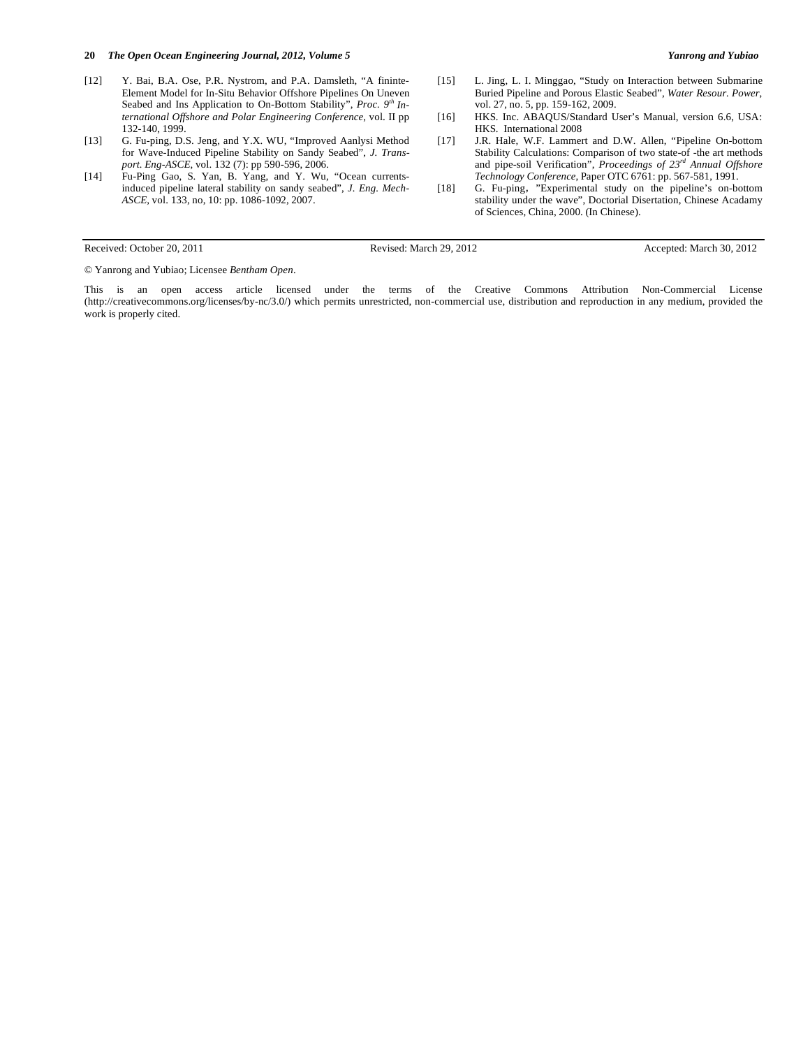[12] Y. Bai, B.A. Ose, P.R. Nystrom, and P.A. Damsleth, "A fininte-Element Model for In-Situ Behavior Offshore Pipelines On Uneven Seabed and Ins Application to On-Bottom Stability", *Proc. 9th International Offshore and Polar Engineering Conference*, vol. II pp 132-140, 1999.

[13] G. Fu-ping, D.S. Jeng, and Y.X. WU, "Improved Aanlysi Method for Wave-Induced Pipeline Stability on Sandy Seabed", *J. Transport. Eng-ASCE*, vol. 132 (7): pp 590-596, 2006.

[14] Fu-Ping Gao, S. Yan, B. Yang, and Y. Wu, "Ocean currents-induced pipeline lateral stability on sandy seabed", *J. Eng. Mech-ASCE*, vol. 133, no, 10: pp. 1086-1092, 2007.

[15] L. Jing, L. I. Minggao, "Study on Interaction between Submarine Buried Pipeline and Porous Elastic Seabed", *Water Resour. Power*, vol. 27, no. 5, pp. 159-162, 2009.

[16] HKS. Inc. ABAQUS/Standard User's Manual, version 6.6, USA: HKS. International 2008

[17] J.R. Hale, W.F. Lammert and D.W. Allen, "Pipeline On-bottom Stability Calculations: Comparison of two state-of -the art methods and pipe-soil Verification", *Proceedings of 23rd Annual Offshore Technology Conference*, Paper OTC 6761: pp. 567-581, 1991.

[18] G. Fu-ping, "Experimental study on the pipeline's on-bottom stability under the wave", Doctorial Disertation, Chinese Acadamy of Sciences, China, 2000. (In Chinese).

Received: October 20, 2011 Revised: March 29, 2012 Accepted: March 30, 2012

© Yanrong and Yubiao; Licensee *Bentham Open*.

This is an open access article licensed under the terms of the Creative Commons Attribution Non-Commercial License (http://creativecommons.org/licenses/by-nc/3.0/) which permits unrestricted, non-commercial use, distribution and reproduction in any medium, provided the work is properly cited.